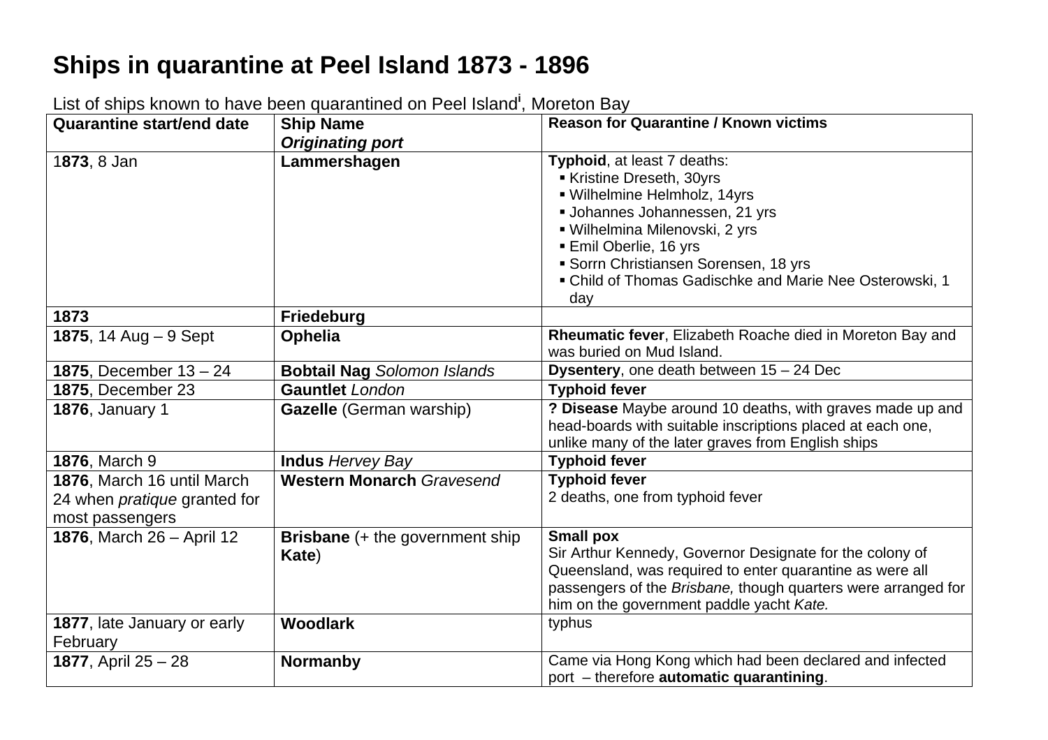# Ships in quarantine at Peel Island 1873 - 1896

List of ships known to have been quarantined on Peel Island[i], Moreton Bay

| Quarantine start/end date | Ship Name<br>***Originating port*** | Reason for Quarantine / Known victims |
|---|---|---|
| 1**873**, 8 Jan | **Lammershagen** | **Typhoid**, at least 7 deaths:<br>▪ Kristine Dreseth, 30yrs<br>▪ Wilhelmine Helmholz, 14yrs<br>▪ Johannes Johannessen, 21 yrs<br>▪ Wilhelmina Milenovski, 2 yrs<br>▪ Emil Oberlie, 16 yrs<br>▪ Sorrn Christiansen Sorensen, 18 yrs<br>▪ Child of Thomas Gadischke and Marie Nee Osterowski, 1 day |
| **1873** | **Friedeburg** | |
| **1875**, 14 Aug – 9 Sept | **Ophelia** | **Rheumatic fever**, Elizabeth Roache died in Moreton Bay and was buried on Mud Island. |
| **1875**, December 13 – 24 | **Bobtail Nag** *Solomon Islands* | **Dysentery**, one death between 15 – 24 Dec |
| **1875**, December 23 | **Gauntlet** *London* | **Typhoid fever** |
| **1876**, January 1 | **Gazelle** (German warship) | **? Disease** Maybe around 10 deaths, with graves made up and head-boards with suitable inscriptions placed at each one, unlike many of the later graves from English ships |
| **1876**, March 9 | **Indus** *Hervey Bay* | **Typhoid fever** |
| **1876**, March 16 until March 24 when *pratique* granted for most passengers | **Western Monarch** *Gravesend* | **Typhoid fever**<br>2 deaths, one from typhoid fever |
| **1876**, March 26 – April 12 | **Brisbane** (+ the government ship **Kate**) | **Small pox**<br>Sir Arthur Kennedy, Governor Designate for the colony of Queensland, was required to enter quarantine as were all passengers of the *Brisbane,* though quarters were arranged for him on the government paddle yacht *Kate.* |
| **1877**, late January or early February | **Woodlark** | typhus |
| **1877**, April 25 – 28 | **Normanby** | Came via Hong Kong which had been declared and infected port – therefore **automatic quarantining**. |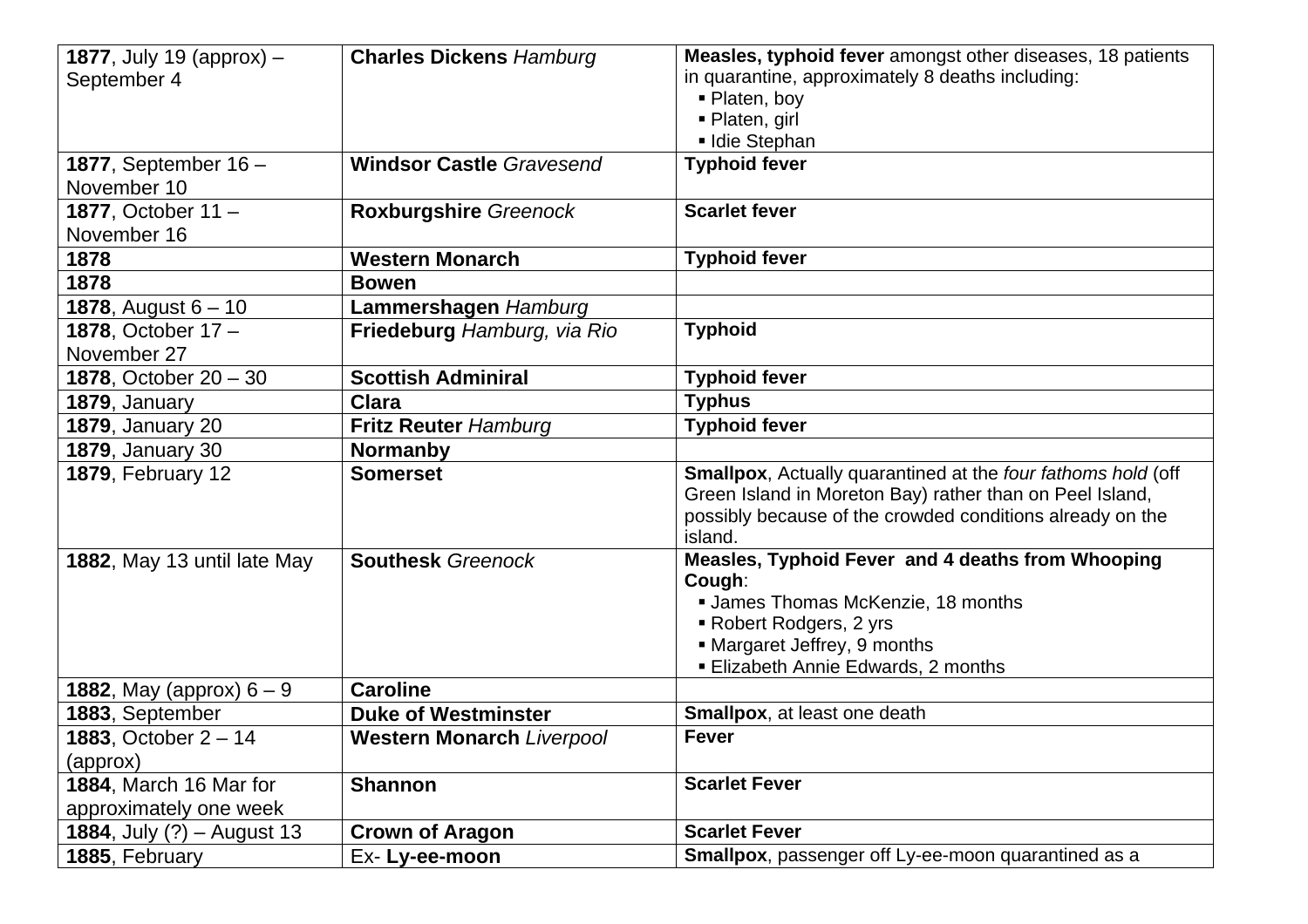| | | |
|---|---|---|
| **1877**, July 19 (approx) – September 4 | **Charles Dickens** *Hamburg* | **Measles, typhoid fever** amongst other diseases, 18 patients in quarantine, approximately 8 deaths including:<br>▪ Platen, boy<br>▪ Platen, girl<br>▪ Idie Stephan |
| **1877**, September 16 – November 10 | **Windsor Castle** *Gravesend* | **Typhoid fever** |
| **1877**, October 11 – November 16 | **Roxburgshire** *Greenock* | **Scarlet fever** |
| **1878** | **Western Monarch** | **Typhoid fever** |
| **1878** | **Bowen** | |
| **1878**, August 6 – 10 | **Lammershagen** *Hamburg* | |
| **1878**, October 17 – November 27 | **Friedeburg** *Hamburg, via Rio* | **Typhoid** |
| **1878**, October 20 – 30 | **Scottish Adminiral** | **Typhoid fever** |
| **1879**, January | **Clara** | **Typhus** |
| **1879**, January 20 | **Fritz Reuter** *Hamburg* | **Typhoid fever** |
| **1879**, January 30 | **Normanby** | |
| **1879**, February 12 | **Somerset** | **Smallpox**, Actually quarantined at the *four fathoms hold* (off Green Island in Moreton Bay) rather than on Peel Island, possibly because of the crowded conditions already on the island. |
| **1882**, May 13 until late May | **Southesk** *Greenock* | **Measles, Typhoid Fever and 4 deaths from Whooping Cough**:<br>▪ James Thomas McKenzie, 18 months<br>▪ Robert Rodgers, 2 yrs<br>▪ Margaret Jeffrey, 9 months<br>▪ Elizabeth Annie Edwards, 2 months |
| **1882**, May (approx) 6 – 9 | **Caroline** | |
| **1883**, September | **Duke of Westminster** | **Smallpox**, at least one death |
| **1883**, October 2 – 14 (approx) | **Western Monarch** *Liverpool* | **Fever** |
| **1884**, March 16 Mar for approximately one week | **Shannon** | **Scarlet Fever** |
| **1884**, July (?) – August 13 | **Crown of Aragon** | **Scarlet Fever** |
| **1885**, February | Ex- **Ly-ee-moon** | **Smallpox**, passenger off Ly-ee-moon quarantined as a |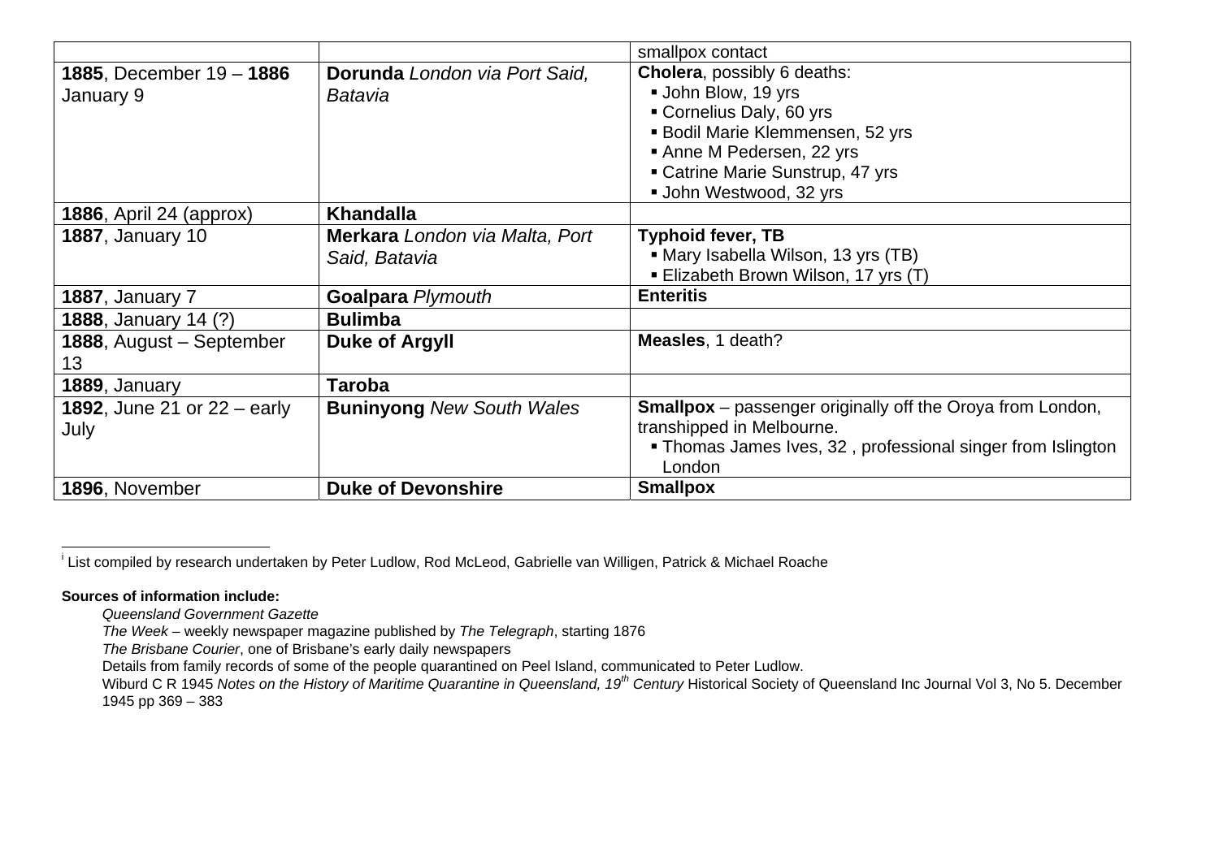| | | |
|---|---|---|
| | | smallpox contact |
| **1885**, December 19 – **1886** January 9 | **Dorunda** *London via Port Said, Batavia* | **Cholera**, possibly 6 deaths:<br>▪ John Blow, 19 yrs<br>▪ Cornelius Daly, 60 yrs<br>▪ Bodil Marie Klemmensen, 52 yrs<br>▪ Anne M Pedersen, 22 yrs<br>▪ Catrine Marie Sunstrup, 47 yrs<br>▪ John Westwood, 32 yrs |
| **1886**, April 24 (approx) | **Khandalla** | |
| **1887**, January 10 | **Merkara** *London via Malta, Port Said, Batavia* | **Typhoid fever, TB**<br>▪ Mary Isabella Wilson, 13 yrs (TB)<br>▪ Elizabeth Brown Wilson, 17 yrs (T) |
| **1887**, January 7 | **Goalpara** *Plymouth* | **Enteritis** |
| **1888**, January 14 (?) | **Bulimba** | |
| **1888**, August – September 13 | **Duke of Argyll** | **Measles**, 1 death? |
| **1889**, January | **Taroba** | |
| **1892**, June 21 or 22 – early July | **Buninyong** *New South Wales* | **Smallpox** – passenger originally off the Oroya from London, transhipped in Melbourne.<br>▪ Thomas James Ives, 32 , professional singer from Islington London |
| **1896**, November | **Duke of Devonshire** | **Smallpox** |

---

[i] List compiled by research undertaken by Peter Ludlow, Rod McLeod, Gabrielle van Willigen, Patrick & Michael Roache

**Sources of information include:**

*Queensland Government Gazette*

*The Week* – weekly newspaper magazine published by *The Telegraph*, starting 1876

*The Brisbane Courier*, one of Brisbane's early daily newspapers

Details from family records of some of the people quarantined on Peel Island, communicated to Peter Ludlow.

Wiburd C R 1945 *Notes on the History of Maritime Quarantine in Queensland, 19th Century* Historical Society of Queensland Inc Journal Vol 3, No 5. December 1945 pp 369 – 383